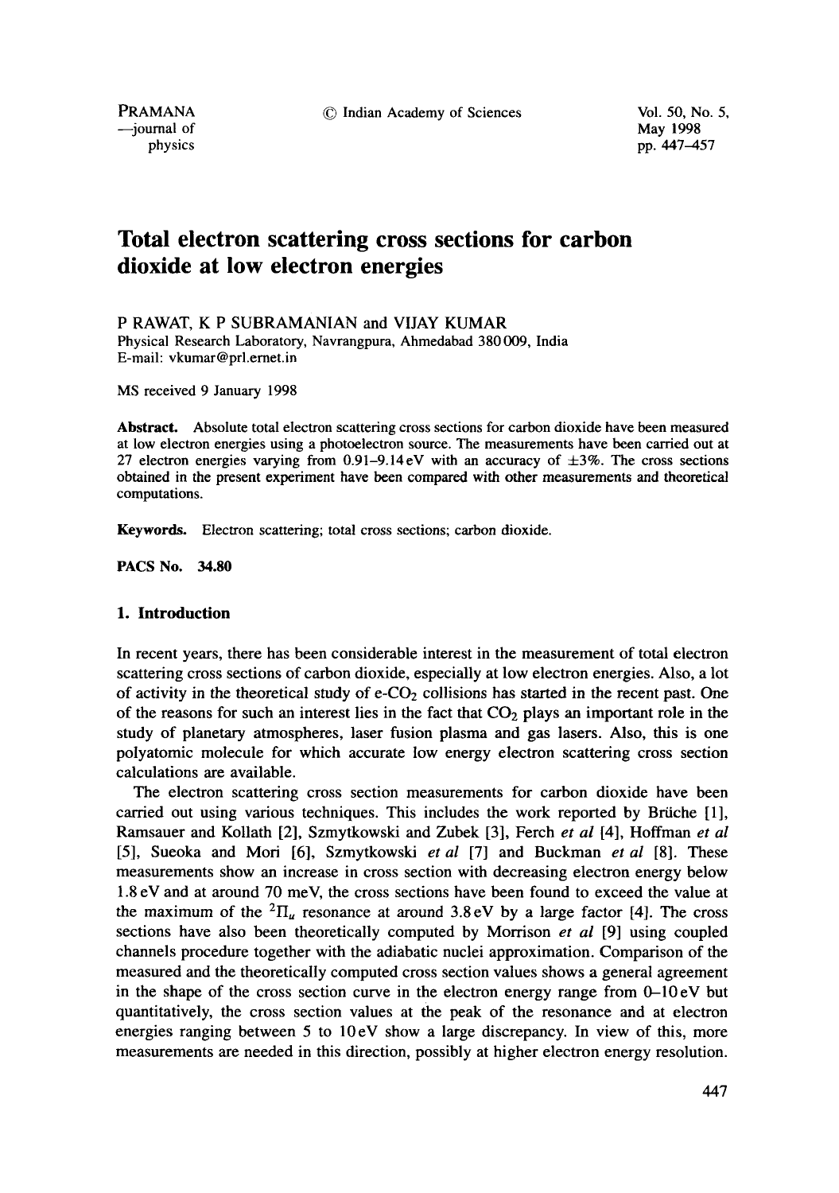# Total electron scattering cross sections for carbon dioxide at low electron energies

P RAWAT, K P SUBRAMANIAN and VIJAY KUMAR

Physical Research Laboratory, Navrangpura, Ahmedabad 380 009, India

E-mail: vkumar@prl.ernet.in

MS received 9 January 1998

**Abstract.** Absolute total electron scattering cross sections for carbon dioxide have been measured at low electron energies using a photoelectron source. The measurements have been carried out at 27 electron energies varying from 0.91–9.14 eV with an accuracy of ±3%. The cross sections obtained in the present experiment have been compared with other measurements and theoretical computations.

**Keywords.** Electron scattering; total cross sections; carbon dioxide.

**PACS No. 34.80**

## 1. Introduction

In recent years, there has been considerable interest in the measurement of total electron scattering cross sections of carbon dioxide, especially at low electron energies. Also, a lot of activity in the theoretical study of e-$CO_2$ collisions has started in the recent past. One of the reasons for such an interest lies in the fact that $CO_2$ plays an important role in the study of planetary atmospheres, laser fusion plasma and gas lasers. Also, this is one polyatomic molecule for which accurate low energy electron scattering cross section calculations are available.

The electron scattering cross section measurements for carbon dioxide have been carried out using various techniques. This includes the work reported by Brüche [1], Ramsauer and Kollath [2], Szmytkowski and Zubek [3], Ferch *et al* [4], Hoffman *et al* [5], Sueoka and Mori [6], Szmytkowski *et al* [7] and Buckman *et al* [8]. These measurements show an increase in cross section with decreasing electron energy below 1.8 eV and at around 70 meV, the cross sections have been found to exceed the value at the maximum of the $^2\Pi_u$ resonance at around 3.8 eV by a large factor [4]. The cross sections have also been theoretically computed by Morrison *et al* [9] using coupled channels procedure together with the adiabatic nuclei approximation. Comparison of the measured and the theoretically computed cross section values shows a general agreement in the shape of the cross section curve in the electron energy range from 0–10 eV but quantitatively, the cross section values at the peak of the resonance and at electron energies ranging between 5 to 10 eV show a large discrepancy. In view of this, more measurements are needed in this direction, possibly at higher electron energy resolution.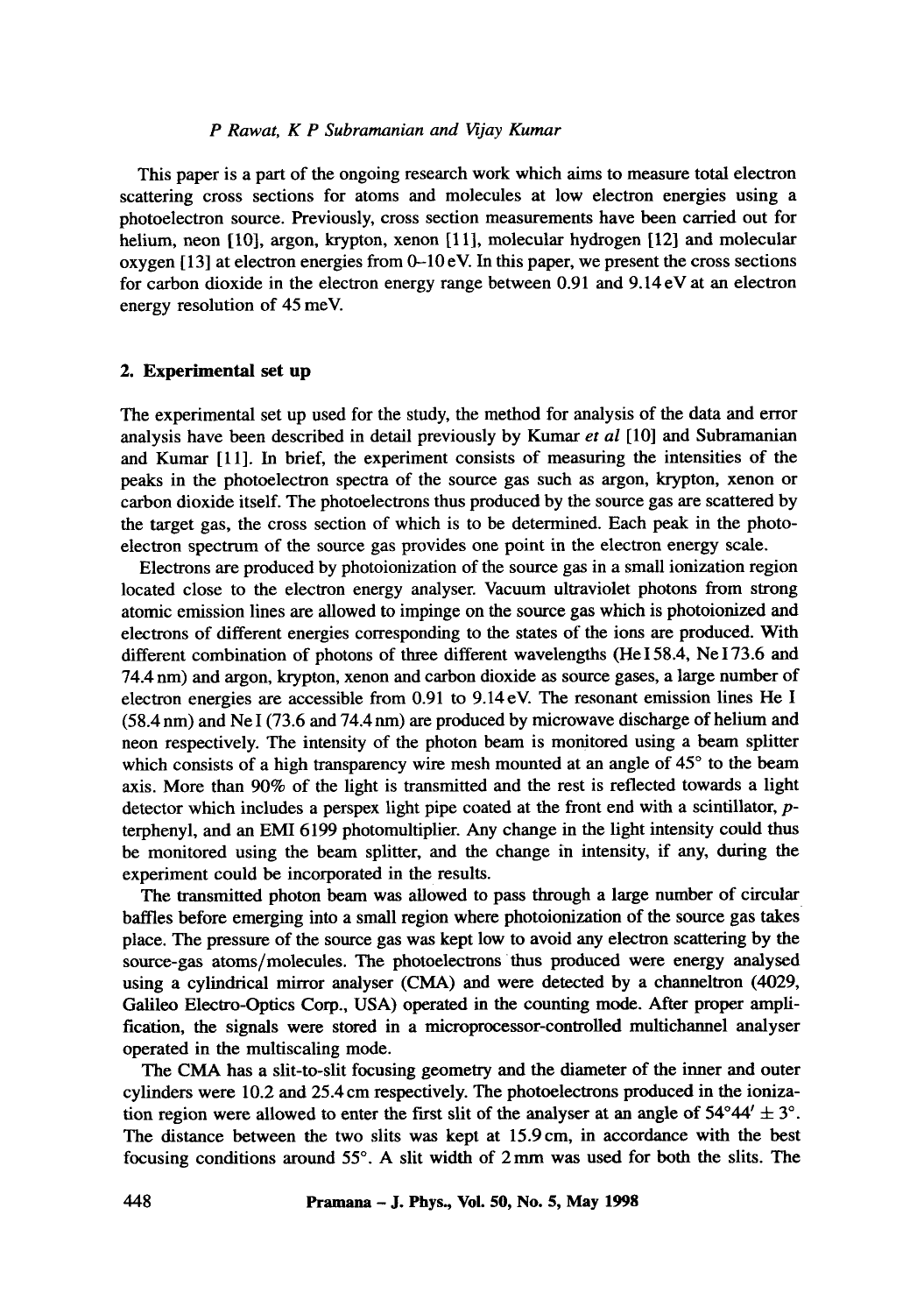This paper is a part of the ongoing research work which aims to measure total electron scattering cross sections for atoms and molecules at low electron energies using a photoelectron source. Previously, cross section measurements have been carried out for helium, neon [10], argon, krypton, xenon [11], molecular hydrogen [12] and molecular oxygen [13] at electron energies from 0–10 eV. In this paper, we present the cross sections for carbon dioxide in the electron energy range between 0.91 and 9.14 eV at an electron energy resolution of 45 meV.

## 2. Experimental set up

The experimental set up used for the study, the method for analysis of the data and error analysis have been described in detail previously by Kumar *et al* [10] and Subramanian and Kumar [11]. In brief, the experiment consists of measuring the intensities of the peaks in the photoelectron spectra of the source gas such as argon, krypton, xenon or carbon dioxide itself. The photoelectrons thus produced by the source gas are scattered by the target gas, the cross section of which is to be determined. Each peak in the photoelectron spectrum of the source gas provides one point in the electron energy scale.

Electrons are produced by photoionization of the source gas in a small ionization region located close to the electron energy analyser. Vacuum ultraviolet photons from strong atomic emission lines are allowed to impinge on the source gas which is photoionized and electrons of different energies corresponding to the states of the ions are produced. With different combination of photons of three different wavelengths (He I 58.4, Ne I 73.6 and 74.4 nm) and argon, krypton, xenon and carbon dioxide as source gases, a large number of electron energies are accessible from 0.91 to 9.14 eV. The resonant emission lines He I (58.4 nm) and Ne I (73.6 and 74.4 nm) are produced by microwave discharge of helium and neon respectively. The intensity of the photon beam is monitored using a beam splitter which consists of a high transparency wire mesh mounted at an angle of 45° to the beam axis. More than 90% of the light is transmitted and the rest is reflected towards a light detector which includes a perspex light pipe coated at the front end with a scintillator, *p*-terphenyl, and an EMI 6199 photomultiplier. Any change in the light intensity could thus be monitored using the beam splitter, and the change in intensity, if any, during the experiment could be incorporated in the results.

The transmitted photon beam was allowed to pass through a large number of circular baffles before emerging into a small region where photoionization of the source gas takes place. The pressure of the source gas was kept low to avoid any electron scattering by the source-gas atoms/molecules. The photoelectrons thus produced were energy analysed using a cylindrical mirror analyser (CMA) and were detected by a channeltron (4029, Galileo Electro-Optics Corp., USA) operated in the counting mode. After proper amplification, the signals were stored in a microprocessor-controlled multichannel analyser operated in the multiscaling mode.

The CMA has a slit-to-slit focusing geometry and the diameter of the inner and outer cylinders were 10.2 and 25.4 cm respectively. The photoelectrons produced in the ionization region were allowed to enter the first slit of the analyser at an angle of $54°44' \pm 3°$. The distance between the two slits was kept at 15.9 cm, in accordance with the best focusing conditions around 55°. A slit width of 2 mm was used for both the slits. The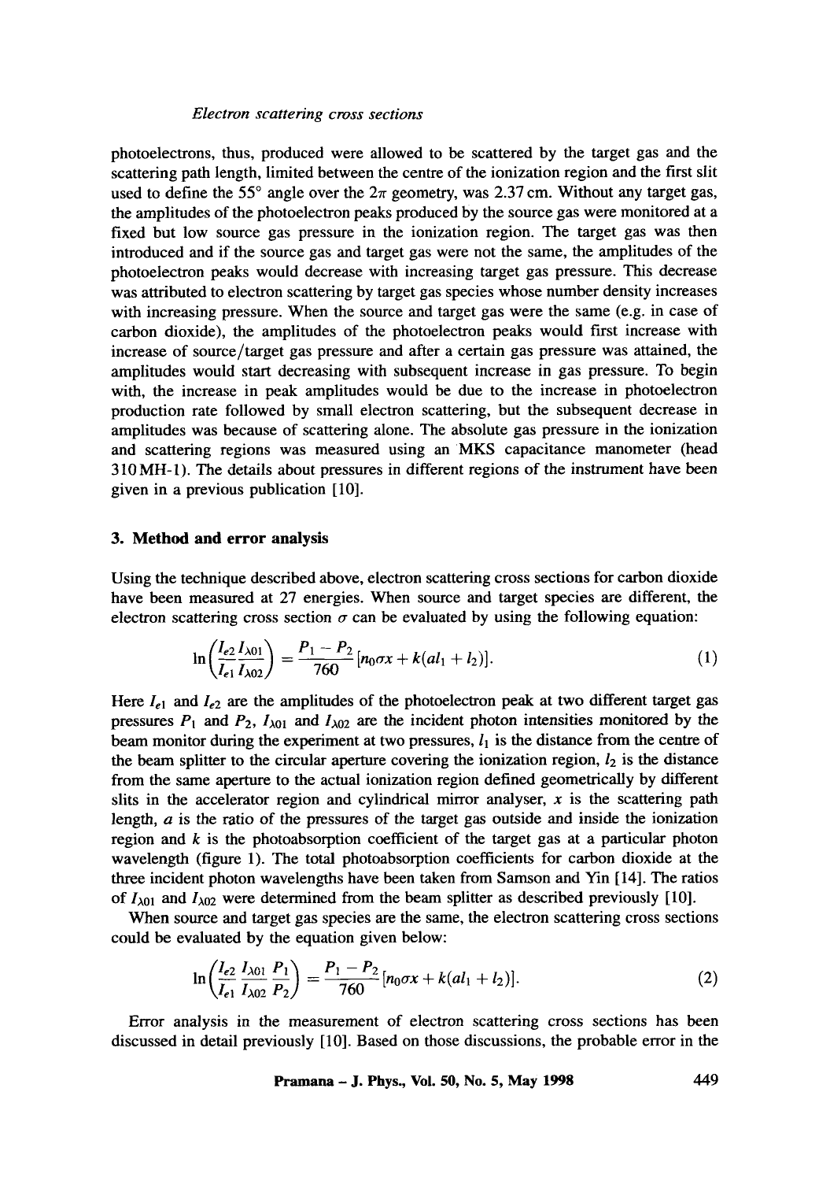photoelectrons, thus, produced were allowed to be scattered by the target gas and the scattering path length, limited between the centre of the ionization region and the first slit used to define the 55° angle over the $2\pi$ geometry, was 2.37 cm. Without any target gas, the amplitudes of the photoelectron peaks produced by the source gas were monitored at a fixed but low source gas pressure in the ionization region. The target gas was then introduced and if the source gas and target gas were not the same, the amplitudes of the photoelectron peaks would decrease with increasing target gas pressure. This decrease was attributed to electron scattering by target gas species whose number density increases with increasing pressure. When the source and target gas were the same (e.g. in case of carbon dioxide), the amplitudes of the photoelectron peaks would first increase with increase of source/target gas pressure and after a certain gas pressure was attained, the amplitudes would start decreasing with subsequent increase in gas pressure. To begin with, the increase in peak amplitudes would be due to the increase in photoelectron production rate followed by small electron scattering, but the subsequent decrease in amplitudes was because of scattering alone. The absolute gas pressure in the ionization and scattering regions was measured using an MKS capacitance manometer (head 310 MH-1). The details about pressures in different regions of the instrument have been given in a previous publication [10].

## 3. Method and error analysis

Using the technique described above, electron scattering cross sections for carbon dioxide have been measured at 27 energies. When source and target species are different, the electron scattering cross section $\sigma$ can be evaluated by using the following equation:

$$\ln\left(\frac{I_{e2}}{I_{e1}}\frac{I_{\lambda 01}}{I_{\lambda 02}}\right) = \frac{P_1 - P_2}{760}[n_0\sigma x + k(al_1 + l_2)]. \tag{1}$$

Here $I_{e1}$ and $I_{e2}$ are the amplitudes of the photoelectron peak at two different target gas pressures $P_1$ and $P_2$, $I_{\lambda 01}$ and $I_{\lambda 02}$ are the incident photon intensities monitored by the beam monitor during the experiment at two pressures, $l_1$ is the distance from the centre of the beam splitter to the circular aperture covering the ionization region, $l_2$ is the distance from the same aperture to the actual ionization region defined geometrically by different slits in the accelerator region and cylindrical mirror analyser, $x$ is the scattering path length, $a$ is the ratio of the pressures of the target gas outside and inside the ionization region and $k$ is the photoabsorption coefficient of the target gas at a particular photon wavelength (figure 1). The total photoabsorption coefficients for carbon dioxide at the three incident photon wavelengths have been taken from Samson and Yin [14]. The ratios of $I_{\lambda 01}$ and $I_{\lambda 02}$ were determined from the beam splitter as described previously [10].

When source and target gas species are the same, the electron scattering cross sections could be evaluated by the equation given below:

$$\ln\left(\frac{I_{e2}}{I_{e1}}\frac{I_{\lambda 01}}{I_{\lambda 02}}\frac{P_1}{P_2}\right) = \frac{P_1 - P_2}{760}[n_0\sigma x + k(al_1 + l_2)]. \tag{2}$$

Error analysis in the measurement of electron scattering cross sections has been discussed in detail previously [10]. Based on those discussions, the probable error in the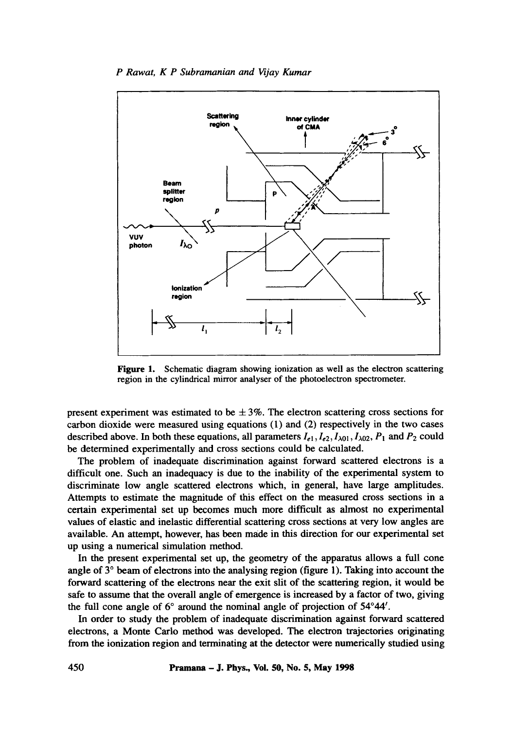**Figure 1.** Schematic diagram showing ionization as well as the electron scattering region in the cylindrical mirror analyser of the photoelectron spectrometer.

present experiment was estimated to be $\pm 3\%$. The electron scattering cross sections for carbon dioxide were measured using equations (1) and (2) respectively in the two cases described above. In both these equations, all parameters $I_{e1}, I_{e2}, I_{\lambda 01}, I_{\lambda 02}, P_1$ and $P_2$ could be determined experimentally and cross sections could be calculated.

The problem of inadequate discrimination against forward scattered electrons is a difficult one. Such an inadequacy is due to the inability of the experimental system to discriminate low angle scattered electrons which, in general, have large amplitudes. Attempts to estimate the magnitude of this effect on the measured cross sections in a certain experimental set up becomes much more difficult as almost no experimental values of elastic and inelastic differential scattering cross sections at very low angles are available. An attempt, however, has been made in this direction for our experimental set up using a numerical simulation method.

In the present experimental set up, the geometry of the apparatus allows a full cone angle of 3° beam of electrons into the analysing region (figure 1). Taking into account the forward scattering of the electrons near the exit slit of the scattering region, it would be safe to assume that the overall angle of emergence is increased by a factor of two, giving the full cone angle of 6° around the nominal angle of projection of 54°44′.

In order to study the problem of inadequate discrimination against forward scattered electrons, a Monte Carlo method was developed. The electron trajectories originating from the ionization region and terminating at the detector were numerically studied using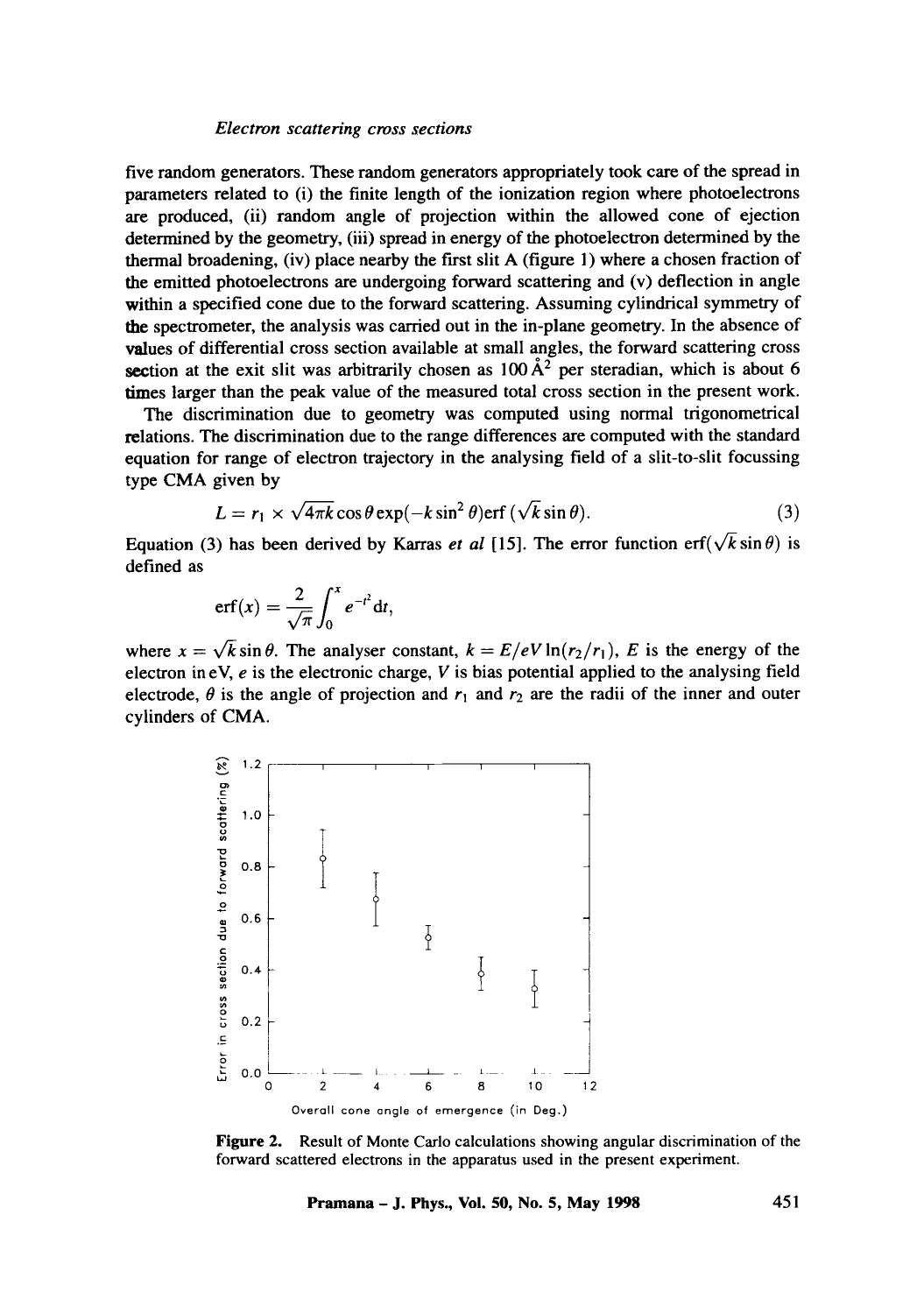five random generators. These random generators appropriately took care of the spread in parameters related to (i) the finite length of the ionization region where photoelectrons are produced, (ii) random angle of projection within the allowed cone of ejection determined by the geometry, (iii) spread in energy of the photoelectron determined by the thermal broadening, (iv) place nearby the first slit A (figure 1) where a chosen fraction of the emitted photoelectrons are undergoing forward scattering and (v) deflection in angle within a specified cone due to the forward scattering. Assuming cylindrical symmetry of the spectrometer, the analysis was carried out in the in-plane geometry. In the absence of values of differential cross section available at small angles, the forward scattering cross section at the exit slit was arbitrarily chosen as 100 Å$^2$ per steradian, which is about 6 times larger than the peak value of the measured total cross section in the present work.

The discrimination due to geometry was computed using normal trigonometrical relations. The discrimination due to the range differences are computed with the standard equation for range of electron trajectory in the analysing field of a slit-to-slit focussing type CMA given by

$$L = r_1 \times \sqrt{4\pi k} \cos\theta \exp(-k \sin^2\theta) \operatorname{erf}(\sqrt{k}\sin\theta). \tag{3}$$

Equation (3) has been derived by Karras *et al* [15]. The error function $\operatorname{erf}(\sqrt{k}\sin\theta)$ is defined as

$$\operatorname{erf}(x) = \frac{2}{\sqrt{\pi}} \int_0^x e^{-t^2} \mathrm{d}t,$$

where $x = \sqrt{k}\sin\theta$. The analyser constant, $k = E/eV\ln(r_2/r_1)$, $E$ is the energy of the electron in eV, $e$ is the electronic charge, $V$ is bias potential applied to the analysing field electrode, $\theta$ is the angle of projection and $r_1$ and $r_2$ are the radii of the inner and outer cylinders of CMA.

**Figure 2.** Result of Monte Carlo calculations showing angular discrimination of the forward scattered electrons in the apparatus used in the present experiment.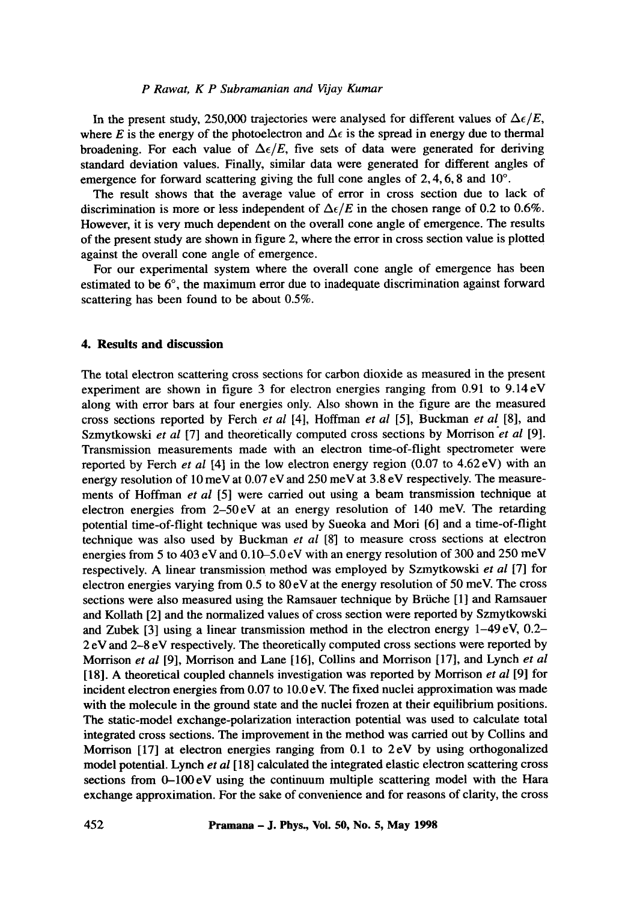In the present study, 250,000 trajectories were analysed for different values of $\Delta\epsilon/E$, where $E$ is the energy of the photoelectron and $\Delta\epsilon$ is the spread in energy due to thermal broadening. For each value of $\Delta\epsilon/E$, five sets of data were generated for deriving standard deviation values. Finally, similar data were generated for different angles of emergence for forward scattering giving the full cone angles of 2, 4, 6, 8 and 10°.

The result shows that the average value of error in cross section due to lack of discrimination is more or less independent of $\Delta\epsilon/E$ in the chosen range of 0.2 to 0.6%. However, it is very much dependent on the overall cone angle of emergence. The results of the present study are shown in figure 2, where the error in cross section value is plotted against the overall cone angle of emergence.

For our experimental system where the overall cone angle of emergence has been estimated to be 6°, the maximum error due to inadequate discrimination against forward scattering has been found to be about 0.5%.

## 4. Results and discussion

The total electron scattering cross sections for carbon dioxide as measured in the present experiment are shown in figure 3 for electron energies ranging from 0.91 to 9.14 eV along with error bars at four energies only. Also shown in the figure are the measured cross sections reported by Ferch *et al* [4], Hoffman *et al* [5], Buckman *et al* [8], and Szmytkowski *et al* [7] and theoretically computed cross sections by Morrison *et al* [9]. Transmission measurements made with an electron time-of-flight spectrometer were reported by Ferch *et al* [4] in the low electron energy region (0.07 to 4.62 eV) with an energy resolution of 10 meV at 0.07 eV and 250 meV at 3.8 eV respectively. The measurements of Hoffman *et al* [5] were carried out using a beam transmission technique at electron energies from 2–50 eV at an energy resolution of 140 meV. The retarding potential time-of-flight technique was used by Sueoka and Mori [6] and a time-of-flight technique was also used by Buckman *et al* [8] to measure cross sections at electron energies from 5 to 403 eV and 0.10–5.0 eV with an energy resolution of 300 and 250 meV respectively. A linear transmission method was employed by Szmytkowski *et al* [7] for electron energies varying from 0.5 to 80 eV at the energy resolution of 50 meV. The cross sections were also measured using the Ramsauer technique by Brüche [1] and Ramsauer and Kollath [2] and the normalized values of cross section were reported by Szmytkowski and Zubek [3] using a linear transmission method in the electron energy 1–49 eV, 0.2–2 eV and 2–8 eV respectively. The theoretically computed cross sections were reported by Morrison *et al* [9], Morrison and Lane [16], Collins and Morrison [17], and Lynch *et al* [18]. A theoretical coupled channels investigation was reported by Morrison *et al* [9] for incident electron energies from 0.07 to 10.0 eV. The fixed nuclei approximation was made with the molecule in the ground state and the nuclei frozen at their equilibrium positions. The static-model exchange-polarization interaction potential was used to calculate total integrated cross sections. The improvement in the method was carried out by Collins and Morrison [17] at electron energies ranging from 0.1 to 2 eV by using orthogonalized model potential. Lynch *et al* [18] calculated the integrated elastic electron scattering cross sections from 0–100 eV using the continuum multiple scattering model with the Hara exchange approximation. For the sake of convenience and for reasons of clarity, the cross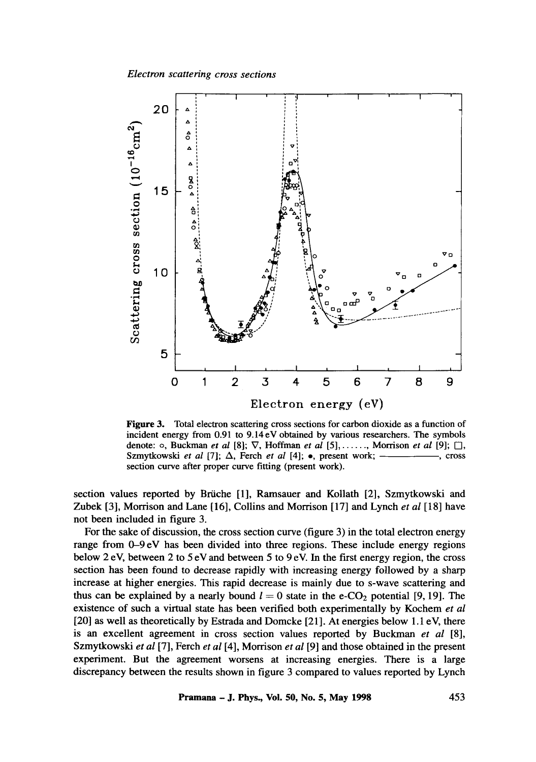**Figure 3.** Total electron scattering cross sections for carbon dioxide as a function of incident energy from 0.91 to 9.14 eV obtained by various researchers. The symbols denote: ∘, Buckman *et al* [8]; ∇, Hoffman *et al* [5], ......, Morrison *et al* [9]; □, Szmytkowski *et al* [7]; Δ, Ferch *et al* [4]; •, present work; ————, cross section curve after proper curve fitting (present work).

section values reported by Brüche [1], Ramsauer and Kollath [2], Szmytkowski and Zubek [3], Morrison and Lane [16], Collins and Morrison [17] and Lynch *et al* [18] have not been included in figure 3.

For the sake of discussion, the cross section curve (figure 3) in the total electron energy range from 0–9 eV has been divided into three regions. These include energy regions below 2 eV, between 2 to 5 eV and between 5 to 9 eV. In the first energy region, the cross section has been found to decrease rapidly with increasing energy followed by a sharp increase at higher energies. This rapid decrease is mainly due to s-wave scattering and thus can be explained by a nearly bound $l = 0$ state in the e-$CO_2$ potential [9, 19]. The existence of such a virtual state has been verified both experimentally by Kochem *et al* [20] as well as theoretically by Estrada and Domcke [21]. At energies below 1.1 eV, there is an excellent agreement in cross section values reported by Buckman *et al* [8], Szmytkowski *et al* [7], Ferch *et al* [4], Morrison *et al* [9] and those obtained in the present experiment. But the agreement worsens at increasing energies. There is a large discrepancy between the results shown in figure 3 compared to values reported by Lynch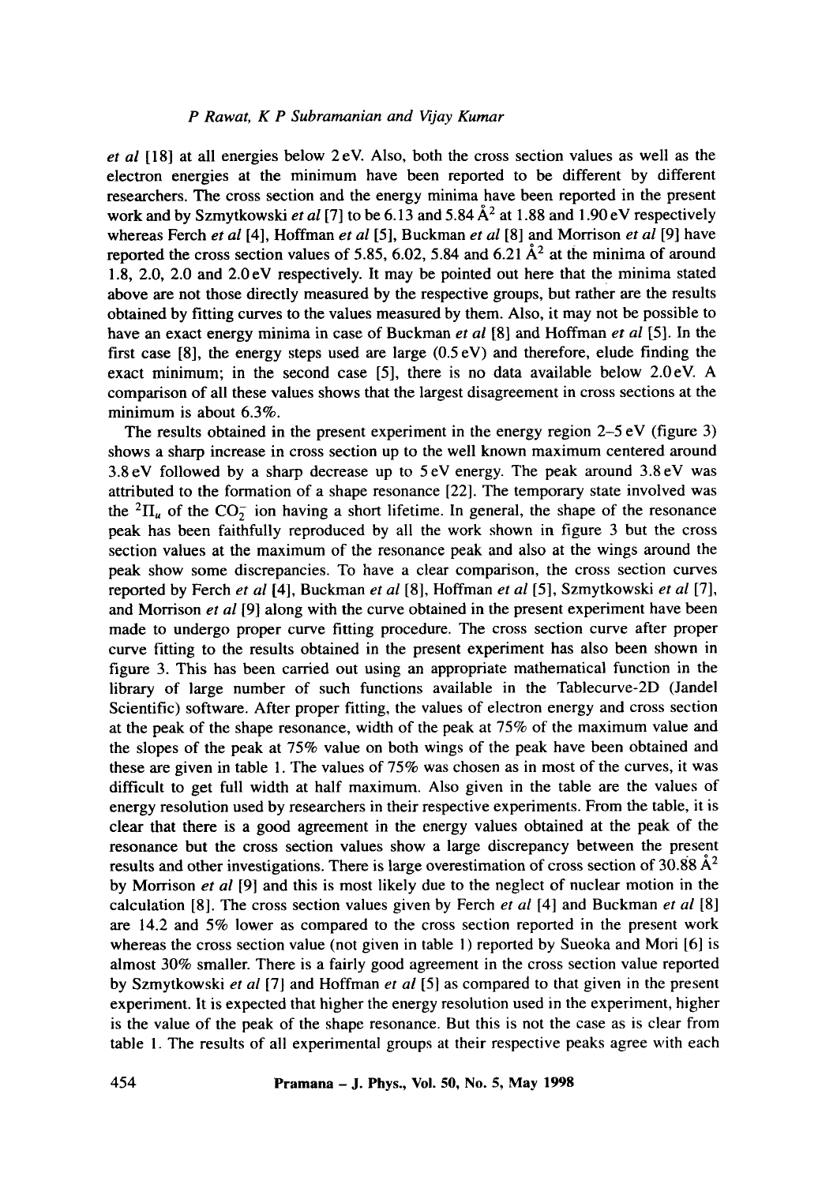*et al* [18] at all energies below 2 eV. Also, both the cross section values as well as the electron energies at the minimum have been reported to be different by different researchers. The cross section and the energy minima have been reported in the present work and by Szmytkowski *et al* [7] to be 6.13 and 5.84 Å$^2$ at 1.88 and 1.90 eV respectively whereas Ferch *et al* [4], Hoffman *et al* [5], Buckman *et al* [8] and Morrison *et al* [9] have reported the cross section values of 5.85, 6.02, 5.84 and 6.21 Å$^2$ at the minima of around 1.8, 2.0, 2.0 and 2.0 eV respectively. It may be pointed out here that the minima stated above are not those directly measured by the respective groups, but rather are the results obtained by fitting curves to the values measured by them. Also, it may not be possible to have an exact energy minima in case of Buckman *et al* [8] and Hoffman *et al* [5]. In the first case [8], the energy steps used are large (0.5 eV) and therefore, elude finding the exact minimum; in the second case [5], there is no data available below 2.0 eV. A comparison of all these values shows that the largest disagreement in cross sections at the minimum is about 6.3%.

The results obtained in the present experiment in the energy region 2–5 eV (figure 3) shows a sharp increase in cross section up to the well known maximum centered around 3.8 eV followed by a sharp decrease up to 5 eV energy. The peak around 3.8 eV was attributed to the formation of a shape resonance [22]. The temporary state involved was the $^2\Pi_u$ of the $CO_2^-$ ion having a short lifetime. In general, the shape of the resonance peak has been faithfully reproduced by all the work shown in figure 3 but the cross section values at the maximum of the resonance peak and also at the wings around the peak show some discrepancies. To have a clear comparison, the cross section curves reported by Ferch *et al* [4], Buckman *et al* [8], Hoffman *et al* [5], Szmytkowski *et al* [7], and Morrison *et al* [9] along with the curve obtained in the present experiment have been made to undergo proper curve fitting procedure. The cross section curve after proper curve fitting to the results obtained in the present experiment has also been shown in figure 3. This has been carried out using an appropriate mathematical function in the library of large number of such functions available in the Tablecurve-2D (Jandel Scientific) software. After proper fitting, the values of electron energy and cross section at the peak of the shape resonance, width of the peak at 75% of the maximum value and the slopes of the peak at 75% value on both wings of the peak have been obtained and these are given in table 1. The values of 75% was chosen as in most of the curves, it was difficult to get full width at half maximum. Also given in the table are the values of energy resolution used by researchers in their respective experiments. From the table, it is clear that there is a good agreement in the energy values obtained at the peak of the resonance but the cross section values show a large discrepancy between the present results and other investigations. There is large overestimation of cross section of 30.88 Å$^2$ by Morrison *et al* [9] and this is most likely due to the neglect of nuclear motion in the calculation [8]. The cross section values given by Ferch *et al* [4] and Buckman *et al* [8] are 14.2 and 5% lower as compared to the cross section reported in the present work whereas the cross section value (not given in table 1) reported by Sueoka and Mori [6] is almost 30% smaller. There is a fairly good agreement in the cross section value reported by Szmytkowski *et al* [7] and Hoffman *et al* [5] as compared to that given in the present experiment. It is expected that higher the energy resolution used in the experiment, higher is the value of the peak of the shape resonance. But this is not the case as is clear from table 1. The results of all experimental groups at their respective peaks agree with each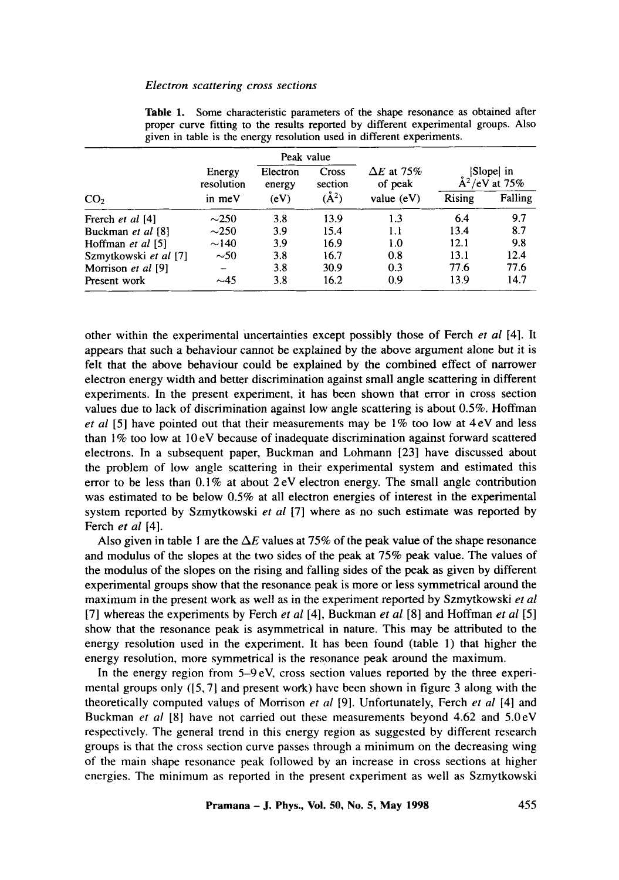**Table 1.** Some characteristic parameters of the shape resonance as obtained after proper curve fitting to the results reported by different experimental groups. Also given in table is the energy resolution used in different experiments.

| $CO_2$ | Energy resolution in meV | Peak value | | $\Delta E$ at 75% of peak value (eV) | \|Slope\| in Å$^2$/eV at 75% | |
|---|---|---|---|---|---|---|
| | | Electron energy (eV) | Cross section (Å$^2$) | | Rising | Falling |
| Ferch *et al* [4] | ~250 | 3.8 | 13.9 | 1.3 | 6.4 | 9.7 |
| Buckman *et al* [8] | ~250 | 3.9 | 15.4 | 1.1 | 13.4 | 8.7 |
| Hoffman *et al* [5] | ~140 | 3.9 | 16.9 | 1.0 | 12.1 | 9.8 |
| Szmytkowski *et al* [7] | ~50 | 3.8 | 16.7 | 0.8 | 13.1 | 12.4 |
| Morrison *et al* [9] | – | 3.8 | 30.9 | 0.3 | 77.6 | 77.6 |
| Present work | ~45 | 3.8 | 16.2 | 0.9 | 13.9 | 14.7 |

other within the experimental uncertainties except possibly those of Ferch *et al* [4]. It appears that such a behaviour cannot be explained by the above argument alone but it is felt that the above behaviour could be explained by the combined effect of narrower electron energy width and better discrimination against small angle scattering in different experiments. In the present experiment, it has been shown that error in cross section values due to lack of discrimination against low angle scattering is about 0.5%. Hoffman *et al* [5] have pointed out that their measurements may be 1% too low at 4 eV and less than 1% too low at 10 eV because of inadequate discrimination against forward scattered electrons. In a subsequent paper, Buckman and Lohmann [23] have discussed about the problem of low angle scattering in their experimental system and estimated this error to be less than 0.1% at about 2 eV electron energy. The small angle contribution was estimated to be below 0.5% at all electron energies of interest in the experimental system reported by Szmytkowski *et al* [7] where as no such estimate was reported by Ferch *et al* [4].

Also given in table 1 are the $\Delta E$ values at 75% of the peak value of the shape resonance and modulus of the slopes at the two sides of the peak at 75% peak value. The values of the modulus of the slopes on the rising and falling sides of the peak as given by different experimental groups show that the resonance peak is more or less symmetrical around the maximum in the present work as well as in the experiment reported by Szmytkowski *et al* [7] whereas the experiments by Ferch *et al* [4], Buckman *et al* [8] and Hoffman *et al* [5] show that the resonance peak is asymmetrical in nature. This may be attributed to the energy resolution used in the experiment. It has been found (table 1) that higher the energy resolution, more symmetrical is the resonance peak around the maximum.

In the energy region from 5–9 eV, cross section values reported by the three experimental groups only ([5, 7] and present work) have been shown in figure 3 along with the theoretically computed values of Morrison *et al* [9]. Unfortunately, Ferch *et al* [4] and Buckman *et al* [8] have not carried out these measurements beyond 4.62 and 5.0 eV respectively. The general trend in this energy region as suggested by different research groups is that the cross section curve passes through a minimum on the decreasing wing of the main shape resonance peak followed by an increase in cross sections at higher energies. The minimum as reported in the present experiment as well as Szmytkowski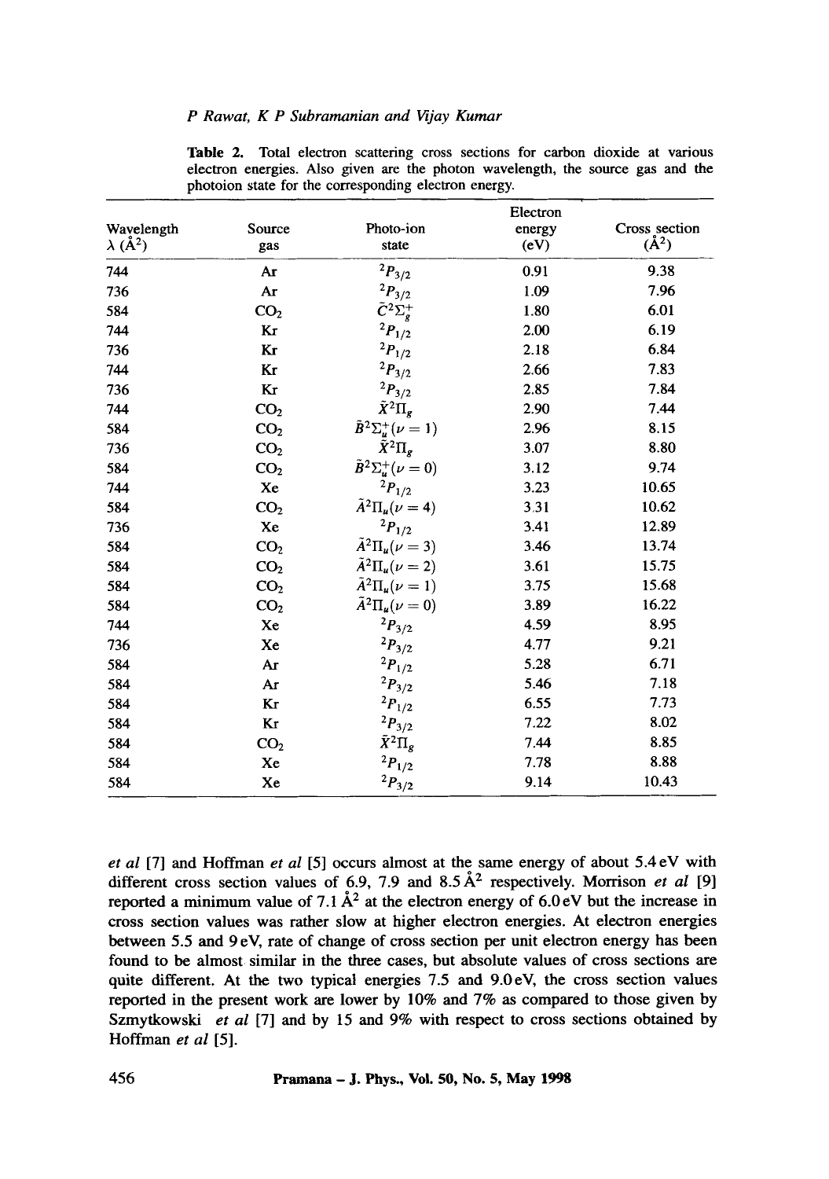**Table 2.** Total electron scattering cross sections for carbon dioxide at various electron energies. Also given are the photon wavelength, the source gas and the photoion state for the corresponding electron energy.

| Wavelength $\lambda$ (Å$^2$) | Source gas | Photo-ion state | Electron energy (eV) | Cross section (Å$^2$) |
|---|---|---|---|---|
| 744 | Ar | $^2P_{3/2}$ | 0.91 | 9.38 |
| 736 | Ar | $^2P_{3/2}$ | 1.09 | 7.96 |
| 584 | $CO_2$ | $\tilde{C}^2\Sigma_g^+$ | 1.80 | 6.01 |
| 744 | Kr | $^2P_{1/2}$ | 2.00 | 6.19 |
| 736 | Kr | $^2P_{1/2}$ | 2.18 | 6.84 |
| 744 | Kr | $^2P_{3/2}$ | 2.66 | 7.83 |
| 736 | Kr | $^2P_{3/2}$ | 2.85 | 7.84 |
| 744 | $CO_2$ | $\tilde{X}^2\Pi_g$ | 2.90 | 7.44 |
| 584 | $CO_2$ | $\tilde{B}^2\Sigma_u^+(\nu = 1)$ | 2.96 | 8.15 |
| 736 | $CO_2$ | $\tilde{X}^2\Pi_g$ | 3.07 | 8.80 |
| 584 | $CO_2$ | $\tilde{B}^2\Sigma_u^+(\nu = 0)$ | 3.12 | 9.74 |
| 744 | Xe | $^2P_{1/2}$ | 3.23 | 10.65 |
| 584 | $CO_2$ | $\tilde{A}^2\Pi_u(\nu = 4)$ | 3.31 | 10.62 |
| 736 | Xe | $^2P_{1/2}$ | 3.41 | 12.89 |
| 584 | $CO_2$ | $\tilde{A}^2\Pi_u(\nu = 3)$ | 3.46 | 13.74 |
| 584 | $CO_2$ | $\tilde{A}^2\Pi_u(\nu = 2)$ | 3.61 | 15.75 |
| 584 | $CO_2$ | $\tilde{A}^2\Pi_u(\nu = 1)$ | 3.75 | 15.68 |
| 584 | $CO_2$ | $\tilde{A}^2\Pi_u(\nu = 0)$ | 3.89 | 16.22 |
| 744 | Xe | $^2P_{3/2}$ | 4.59 | 8.95 |
| 736 | Xe | $^2P_{3/2}$ | 4.77 | 9.21 |
| 584 | Ar | $^2P_{1/2}$ | 5.28 | 6.71 |
| 584 | Ar | $^2P_{3/2}$ | 5.46 | 7.18 |
| 584 | Kr | $^2P_{1/2}$ | 6.55 | 7.73 |
| 584 | Kr | $^2P_{3/2}$ | 7.22 | 8.02 |
| 584 | $CO_2$ | $\tilde{X}^2\Pi_g$ | 7.44 | 8.85 |
| 584 | Xe | $^2P_{1/2}$ | 7.78 | 8.88 |
| 584 | Xe | $^2P_{3/2}$ | 9.14 | 10.43 |

*et al* [7] and Hoffman *et al* [5] occurs almost at the same energy of about 5.4 eV with different cross section values of 6.9, 7.9 and 8.5 Å$^2$ respectively. Morrison *et al* [9] reported a minimum value of 7.1 Å$^2$ at the electron energy of 6.0 eV but the increase in cross section values was rather slow at higher electron energies. At electron energies between 5.5 and 9 eV, rate of change of cross section per unit electron energy has been found to be almost similar in the three cases, but absolute values of cross sections are quite different. At the two typical energies 7.5 and 9.0 eV, the cross section values reported in the present work are lower by 10% and 7% as compared to those given by Szmytkowski *et al* [7] and by 15 and 9% with respect to cross sections obtained by Hoffman *et al* [5].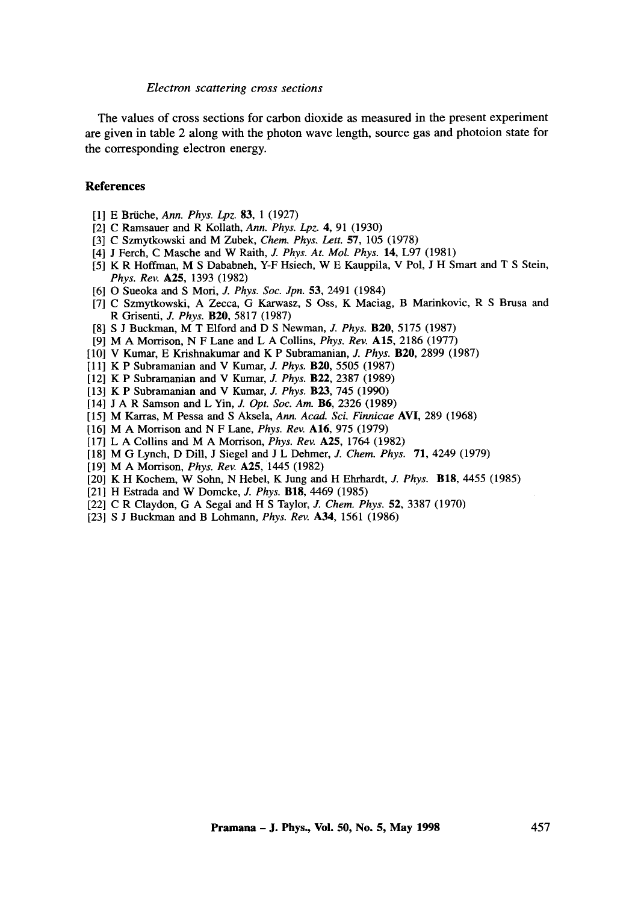*Electron scattering cross sections*

The values of cross sections for carbon dioxide as measured in the present experiment are given in table 2 along with the photon wave length, source gas and photoion state for the corresponding electron energy.

## References

[1] E Brüche, *Ann. Phys. Lpz.* **83**, 1 (1927)
[2] C Ramsauer and R Kollath, *Ann. Phys. Lpz.* **4**, 91 (1930)
[3] C Szmytkowski and M Zubek, *Chem. Phys. Lett.* **57**, 105 (1978)
[4] J Ferch, C Masche and W Raith, *J. Phys. At. Mol. Phys.* **14**, L97 (1981)
[5] K R Hoffman, M S Dababneh, Y-F Hsiech, W E Kauppila, V Pol, J H Smart and T S Stein, *Phys. Rev.* **A25**, 1393 (1982)
[6] O Sueoka and S Mori, *J. Phys. Soc. Jpn.* **53**, 2491 (1984)
[7] C Szmytkowski, A Zecca, G Karwasz, S Oss, K Maciag, B Marinkovic, R S Brusa and R Grisenti, *J. Phys.* **B20**, 5817 (1987)
[8] S J Buckman, M T Elford and D S Newman, *J. Phys.* **B20**, 5175 (1987)
[9] M A Morrison, N F Lane and L A Collins, *Phys. Rev.* **A15**, 2186 (1977)
[10] V Kumar, E Krishnakumar and K P Subramanian, *J. Phys.* **B20**, 2899 (1987)
[11] K P Subramanian and V Kumar, *J. Phys.* **B20**, 5505 (1987)
[12] K P Subramanian and V Kumar, *J. Phys.* **B22**, 2387 (1989)
[13] K P Subramanian and V Kumar, *J. Phys.* **B23**, 745 (1990)
[14] J A R Samson and L Yin, *J. Opt. Soc. Am.* **B6**, 2326 (1989)
[15] M Karras, M Pessa and S Aksela, *Ann. Acad. Sci. Finnicae* **AVI**, 289 (1968)
[16] M A Morrison and N F Lane, *Phys. Rev.* **A16**, 975 (1979)
[17] L A Collins and M A Morrison, *Phys. Rev.* **A25**, 1764 (1982)
[18] M G Lynch, D Dill, J Siegel and J L Dehmer, *J. Chem. Phys.* **71**, 4249 (1979)
[19] M A Morrison, *Phys. Rev.* **A25**, 1445 (1982)
[20] K H Kochem, W Sohn, N Hebel, K Jung and H Ehrhardt, *J. Phys.* **B18**, 4455 (1985)
[21] H Estrada and W Domcke, *J. Phys.* **B18**, 4469 (1985)
[22] C R Claydon, G A Segal and H S Taylor, *J. Chem. Phys.* **52**, 3387 (1970)
[23] S J Buckman and B Lohmann, *Phys. Rev.* **A34**, 1561 (1986)